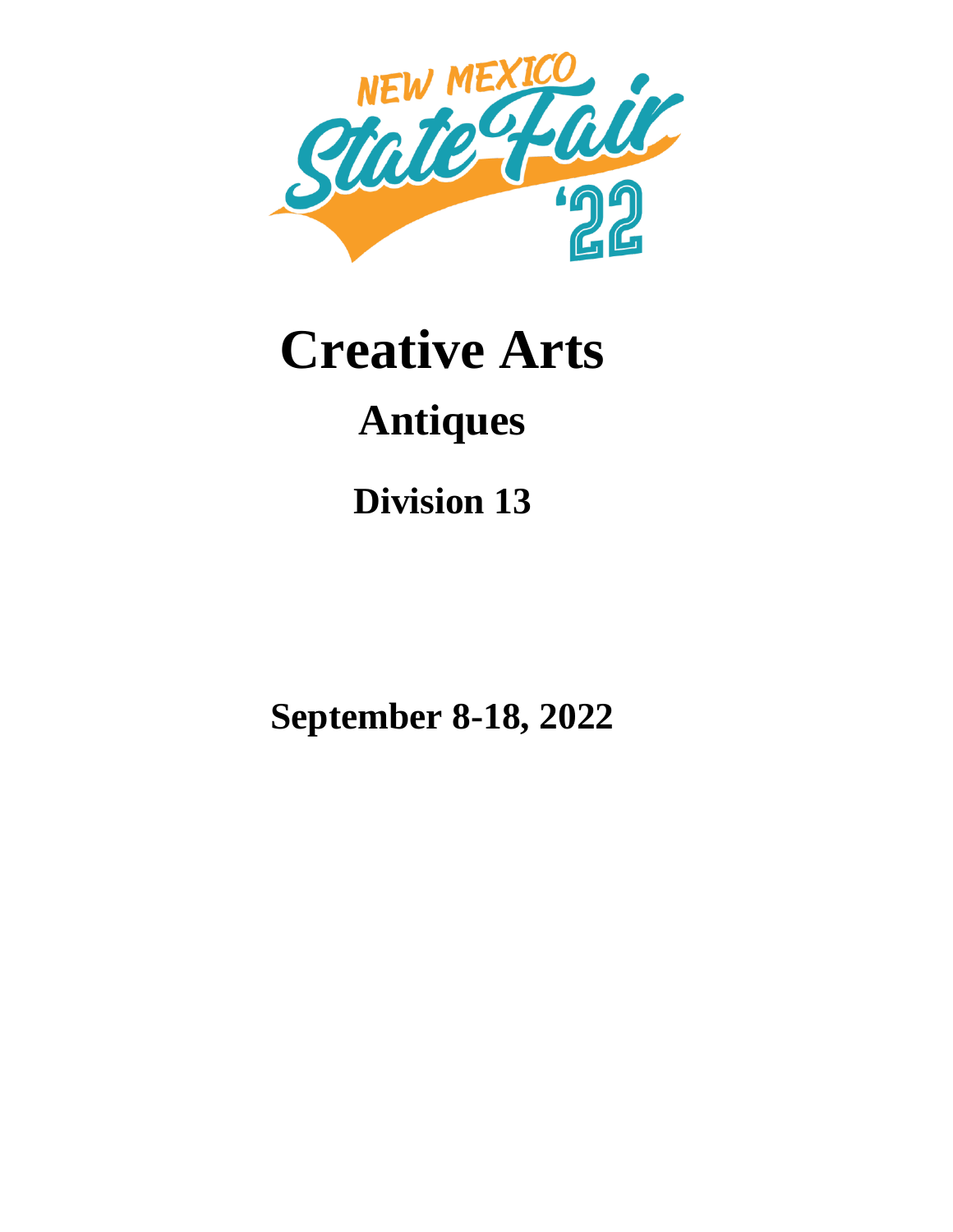NEW MEXICO State Fair '22

# Creative Arts

## Antiques

### Division 13

**September 8-18, 2022**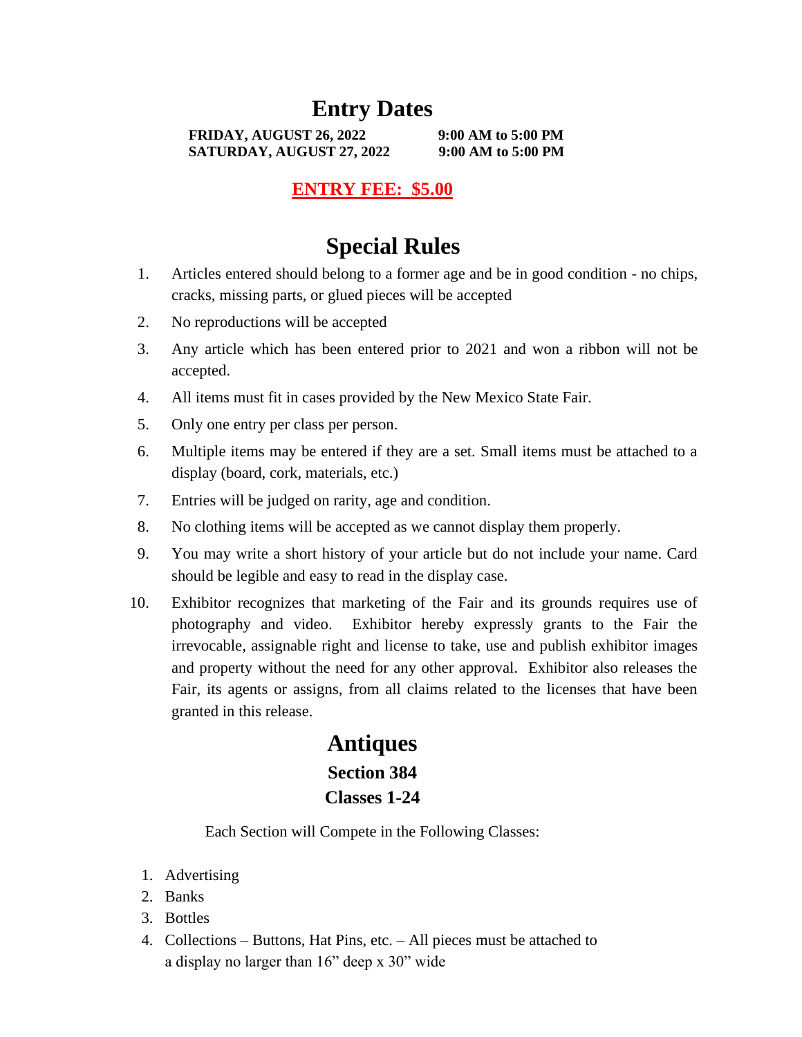# Entry Dates

**FRIDAY, AUGUST 26, 2022 9:00 AM to 5:00 PM**
**SATURDAY, AUGUST 27, 2022 9:00 AM to 5:00 PM**

**ENTRY FEE: $5.00**

# Special Rules

1. Articles entered should belong to a former age and be in good condition - no chips, cracks, missing parts, or glued pieces will be accepted
2. No reproductions will be accepted
3. Any article which has been entered prior to 2021 and won a ribbon will not be accepted.
4. All items must fit in cases provided by the New Mexico State Fair.
5. Only one entry per class per person.
6. Multiple items may be entered if they are a set. Small items must be attached to a display (board, cork, materials, etc.)
7. Entries will be judged on rarity, age and condition.
8. No clothing items will be accepted as we cannot display them properly.
9. You may write a short history of your article but do not include your name. Card should be legible and easy to read in the display case.
10. Exhibitor recognizes that marketing of the Fair and its grounds requires use of photography and video. Exhibitor hereby expressly grants to the Fair the irrevocable, assignable right and license to take, use and publish exhibitor images and property without the need for any other approval. Exhibitor also releases the Fair, its agents or assigns, from all claims related to the licenses that have been granted in this release.

# Antiques

## Section 384

## Classes 1-24

Each Section will Compete in the Following Classes:

1. Advertising
2. Banks
3. Bottles
4. Collections – Buttons, Hat Pins, etc. – All pieces must be attached to a display no larger than 16" deep x 30" wide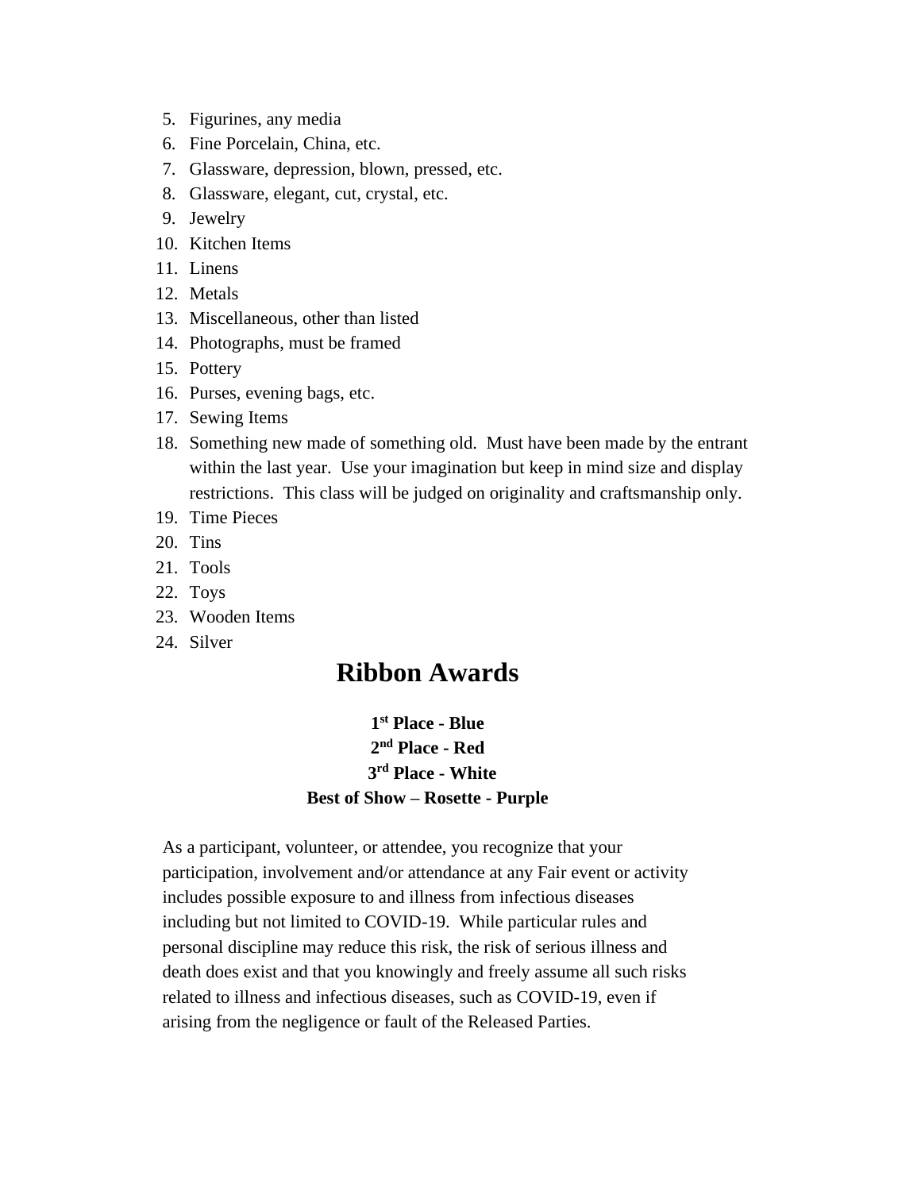5. Figurines, any media
6. Fine Porcelain, China, etc.
7. Glassware, depression, blown, pressed, etc.
8. Glassware, elegant, cut, crystal, etc.
9. Jewelry
10. Kitchen Items
11. Linens
12. Metals
13. Miscellaneous, other than listed
14. Photographs, must be framed
15. Pottery
16. Purses, evening bags, etc.
17. Sewing Items
18. Something new made of something old. Must have been made by the entrant within the last year. Use your imagination but keep in mind size and display restrictions. This class will be judged on originality and craftsmanship only.
19. Time Pieces
20. Tins
21. Tools
22. Toys
23. Wooden Items
24. Silver

# Ribbon Awards

**1st Place - Blue**
**2nd Place - Red**
**3rd Place - White**
**Best of Show – Rosette - Purple**

As a participant, volunteer, or attendee, you recognize that your participation, involvement and/or attendance at any Fair event or activity includes possible exposure to and illness from infectious diseases including but not limited to COVID-19. While particular rules and personal discipline may reduce this risk, the risk of serious illness and death does exist and that you knowingly and freely assume all such risks related to illness and infectious diseases, such as COVID-19, even if arising from the negligence or fault of the Released Parties.